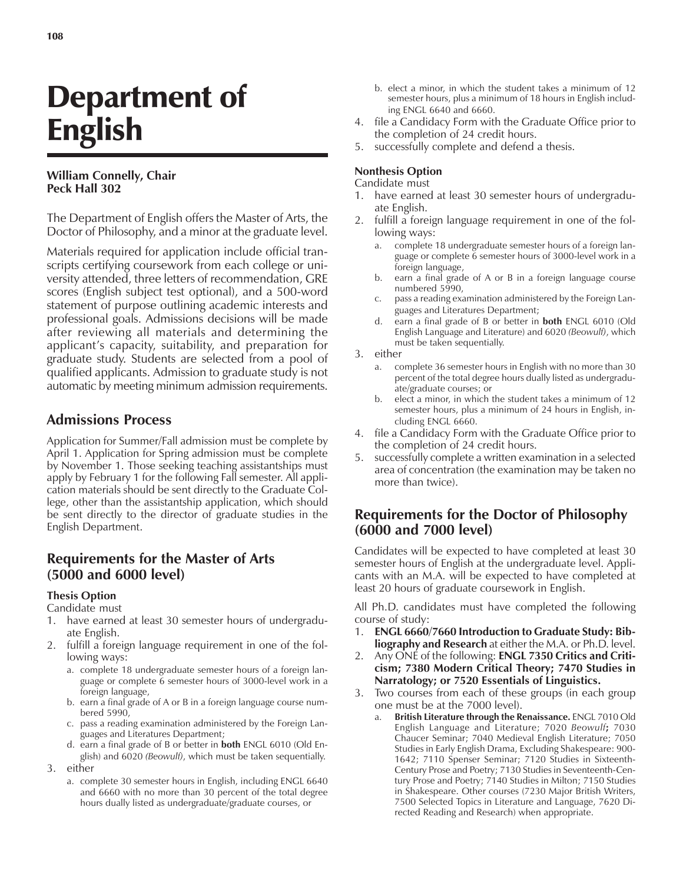# Department of English

**William Connelly, Chair**
**Peck Hall 302**

The Department of English offers the Master of Arts, the Doctor of Philosophy, and a minor at the graduate level.

Materials required for application include official transcripts certifying coursework from each college or university attended, three letters of recommendation, GRE scores (English subject test optional), and a 500-word statement of purpose outlining academic interests and professional goals. Admissions decisions will be made after reviewing all materials and determining the applicant's capacity, suitability, and preparation for graduate study. Students are selected from a pool of qualified applicants. Admission to graduate study is not automatic by meeting minimum admission requirements.

## Admissions Process

Application for Summer/Fall admission must be complete by April 1. Application for Spring admission must be complete by November 1. Those seeking teaching assistantships must apply by February 1 for the following Fall semester. All application materials should be sent directly to the Graduate College, other than the assistantship application, which should be sent directly to the director of graduate studies in the English Department.

## Requirements for the Master of Arts (5000 and 6000 level)

### Thesis Option

Candidate must

1. have earned at least 30 semester hours of undergraduate English.
2. fulfill a foreign language requirement in one of the following ways:
   a. complete 18 undergraduate semester hours of a foreign language or complete 6 semester hours of 3000-level work in a foreign language,
   b. earn a final grade of A or B in a foreign language course numbered 5990,
   c. pass a reading examination administered by the Foreign Languages and Literatures Department;
   d. earn a final grade of B or better in **both** ENGL 6010 (Old English) and 6020 *(Beowulf)*, which must be taken sequentially.
3. either
   a. complete 30 semester hours in English, including ENGL 6640 and 6660 with no more than 30 percent of the total degree hours dually listed as undergraduate/graduate courses, or
   b. elect a minor, in which the student takes a minimum of 12 semester hours, plus a minimum of 18 hours in English including ENGL 6640 and 6660.
4. file a Candidacy Form with the Graduate Office prior to the completion of 24 credit hours.
5. successfully complete and defend a thesis.

### Nonthesis Option

Candidate must

1. have earned at least 30 semester hours of undergraduate English.
2. fulfill a foreign language requirement in one of the following ways:
   a. complete 18 undergraduate semester hours of a foreign language or complete 6 semester hours of 3000-level work in a foreign language,
   b. earn a final grade of A or B in a foreign language course numbered 5990,
   c. pass a reading examination administered by the Foreign Languages and Literatures Department;
   d. earn a final grade of B or better in **both** ENGL 6010 (Old English Language and Literature) and 6020 *(Beowulf)*, which must be taken sequentially.
3. either
   a. complete 36 semester hours in English with no more than 30 percent of the total degree hours dually listed as undergraduate/graduate courses; or
   b. elect a minor, in which the student takes a minimum of 12 semester hours, plus a minimum of 24 hours in English, including ENGL 6660.
4. file a Candidacy Form with the Graduate Office prior to the completion of 24 credit hours.
5. successfully complete a written examination in a selected area of concentration (the examination may be taken no more than twice).

## Requirements for the Doctor of Philosophy (6000 and 7000 level)

Candidates will be expected to have completed at least 30 semester hours of English at the undergraduate level. Applicants with an M.A. will be expected to have completed at least 20 hours of graduate coursework in English.

All Ph.D. candidates must have completed the following course of study:

1. **ENGL 6660/7660 Introduction to Graduate Study: Bibliography and Research** at either the M.A. or Ph.D. level.
2. Any ONE of the following: **ENGL 7350 Critics and Criticism; 7380 Modern Critical Theory; 7470 Studies in Narratology; or 7520 Essentials of Linguistics.**
3. Two courses from each of these groups (in each group one must be at the 7000 level).
   a. **British Literature through the Renaissance.** ENGL 7010 Old English Language and Literature; 7020 *Beowulf*; 7030 Chaucer Seminar; 7040 Medieval English Literature; 7050 Studies in Early English Drama, Excluding Shakespeare: 900-1642; 7110 Spenser Seminar; 7120 Studies in Sixteenth-Century Prose and Poetry; 7130 Studies in Seventeenth-Century Prose and Poetry; 7140 Studies in Milton; 7150 Studies in Shakespeare. Other courses (7230 Major British Writers, 7500 Selected Topics in Literature and Language, 7620 Directed Reading and Research) when appropriate.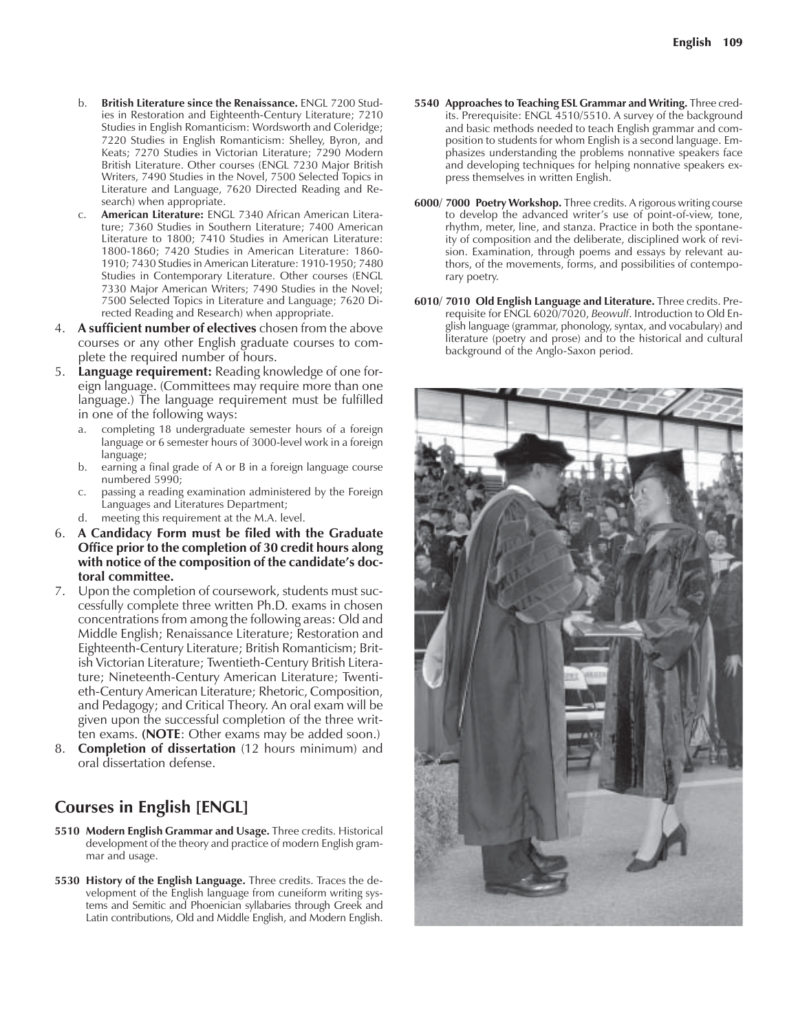b. **British Literature since the Renaissance.** ENGL 7200 Studies in Restoration and Eighteenth-Century Literature; 7210 Studies in English Romanticism: Wordsworth and Coleridge; 7220 Studies in English Romanticism: Shelley, Byron, and Keats; 7270 Studies in Victorian Literature; 7290 Modern British Literature. Other courses (ENGL 7230 Major British Writers, 7490 Studies in the Novel, 7500 Selected Topics in Literature and Language, 7620 Directed Reading and Research) when appropriate.

c. **American Literature:** ENGL 7340 African American Literature; 7360 Studies in Southern Literature; 7400 American Literature to 1800; 7410 Studies in American Literature: 1800-1860; 7420 Studies in American Literature: 1860-1910; 7430 Studies in American Literature: 1910-1950; 7480 Studies in Contemporary Literature. Other courses (ENGL 7330 Major American Writers; 7490 Studies in the Novel; 7500 Selected Topics in Literature and Language; 7620 Directed Reading and Research) when appropriate.

4. **A sufficient number of electives** chosen from the above courses or any other English graduate courses to complete the required number of hours.
5. **Language requirement:** Reading knowledge of one foreign language. (Committees may require more than one language.) The language requirement must be fulfilled in one of the following ways:
   a. completing 18 undergraduate semester hours of a foreign language or 6 semester hours of 3000-level work in a foreign language;
   b. earning a final grade of A or B in a foreign language course numbered 5990;
   c. passing a reading examination administered by the Foreign Languages and Literatures Department;
   d. meeting this requirement at the M.A. level.
6. **A Candidacy Form must be filed with the Graduate Office prior to the completion of 30 credit hours along with notice of the composition of the candidate's doctoral committee.**
7. Upon the completion of coursework, students must successfully complete three written Ph.D. exams in chosen concentrations from among the following areas: Old and Middle English; Renaissance Literature; Restoration and Eighteenth-Century Literature; British Romanticism; British Victorian Literature; Twentieth-Century British Literature; Nineteenth-Century American Literature; Twentieth-Century American Literature; Rhetoric, Composition, and Pedagogy; and Critical Theory. An oral exam will be given upon the successful completion of the three written exams. **(NOTE**: Other exams may be added soon.)
8. **Completion of dissertation** (12 hours minimum) and oral dissertation defense.

## Courses in English [ENGL]

**5510 Modern English Grammar and Usage.** Three credits. Historical development of the theory and practice of modern English grammar and usage.

**5530 History of the English Language.** Three credits. Traces the development of the English language from cuneiform writing systems and Semitic and Phoenician syllabaries through Greek and Latin contributions, Old and Middle English, and Modern English.

**5540 Approaches to Teaching ESL Grammar and Writing.** Three credits. Prerequisite: ENGL 4510/5510. A survey of the background and basic methods needed to teach English grammar and composition to students for whom English is a second language. Emphasizes understanding the problems nonnative speakers face and developing techniques for helping nonnative speakers express themselves in written English.

**6000/ 7000 Poetry Workshop.** Three credits. A rigorous writing course to develop the advanced writer's use of point-of-view, tone, rhythm, meter, line, and stanza. Practice in both the spontaneity of composition and the deliberate, disciplined work of revision. Examination, through poems and essays by relevant authors, of the movements, forms, and possibilities of contemporary poetry.

**6010/ 7010 Old English Language and Literature.** Three credits. Prerequisite for ENGL 6020/7020, *Beowulf*. Introduction to Old English language (grammar, phonology, syntax, and vocabulary) and literature (poetry and prose) and to the historical and cultural background of the Anglo-Saxon period.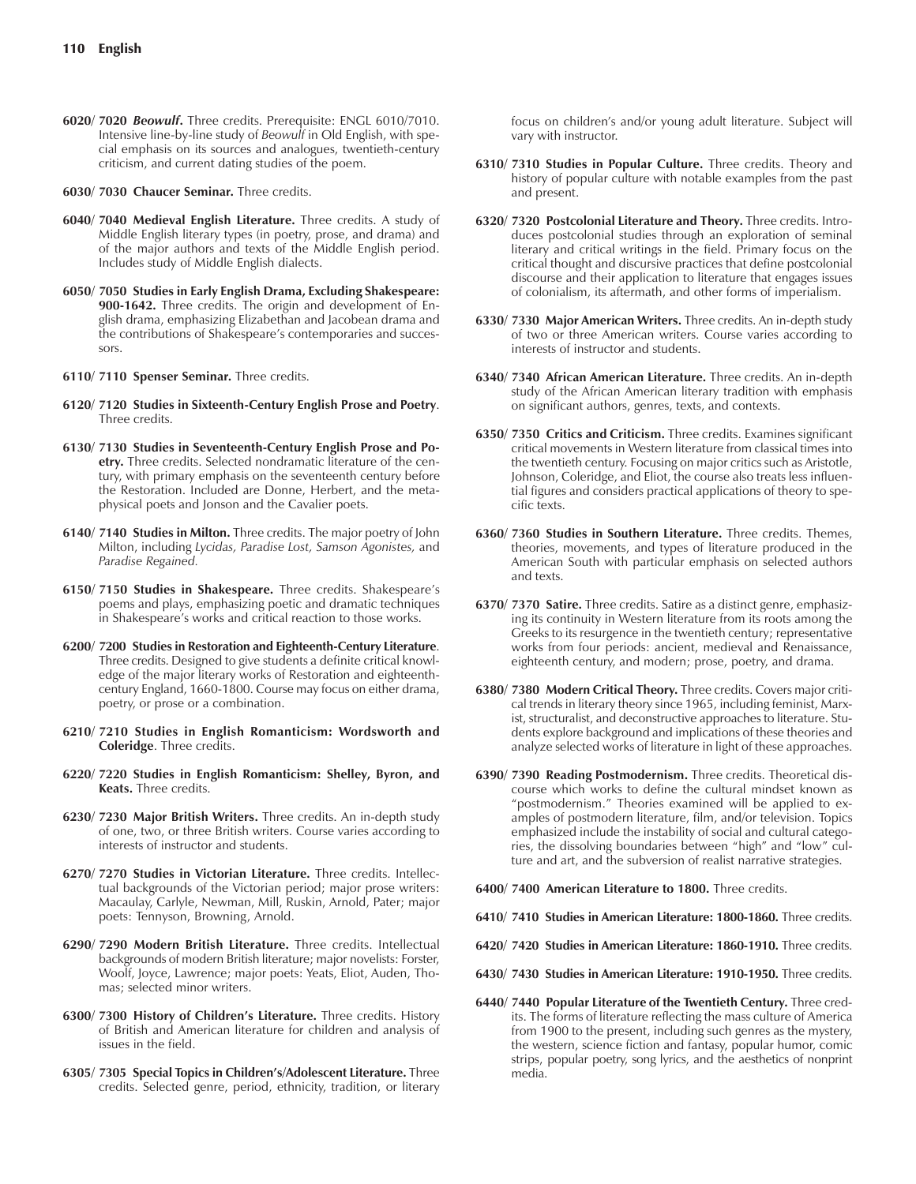**6020/ 7020 *Beowulf*.** Three credits. Prerequisite: ENGL 6010/7010. Intensive line-by-line study of *Beowulf* in Old English, with special emphasis on its sources and analogues, twentieth-century criticism, and current dating studies of the poem.

**6030/ 7030 Chaucer Seminar.** Three credits.

**6040/ 7040 Medieval English Literature.** Three credits. A study of Middle English literary types (in poetry, prose, and drama) and of the major authors and texts of the Middle English period. Includes study of Middle English dialects.

**6050/ 7050 Studies in Early English Drama, Excluding Shakespeare: 900-1642.** Three credits. The origin and development of English drama, emphasizing Elizabethan and Jacobean drama and the contributions of Shakespeare's contemporaries and successors.

**6110/ 7110 Spenser Seminar.** Three credits.

**6120/ 7120 Studies in Sixteenth-Century English Prose and Poetry**. Three credits.

**6130/ 7130 Studies in Seventeenth-Century English Prose and Poetry.** Three credits. Selected nondramatic literature of the century, with primary emphasis on the seventeenth century before the Restoration. Included are Donne, Herbert, and the metaphysical poets and Jonson and the Cavalier poets.

**6140/ 7140 Studies in Milton.** Three credits. The major poetry of John Milton, including *Lycidas, Paradise Lost, Samson Agonistes,* and *Paradise Regained.*

**6150/ 7150 Studies in Shakespeare.** Three credits. Shakespeare's poems and plays, emphasizing poetic and dramatic techniques in Shakespeare's works and critical reaction to those works.

**6200/ 7200 Studies in Restoration and Eighteenth-Century Literature**. Three credits. Designed to give students a definite critical knowledge of the major literary works of Restoration and eighteenth-century England, 1660-1800. Course may focus on either drama, poetry, or prose or a combination.

**6210/ 7210 Studies in English Romanticism: Wordsworth and Coleridge**. Three credits.

**6220/ 7220 Studies in English Romanticism: Shelley, Byron, and Keats.** Three credits.

**6230/ 7230 Major British Writers.** Three credits. An in-depth study of one, two, or three British writers. Course varies according to interests of instructor and students.

**6270/ 7270 Studies in Victorian Literature.** Three credits. Intellectual backgrounds of the Victorian period; major prose writers: Macaulay, Carlyle, Newman, Mill, Ruskin, Arnold, Pater; major poets: Tennyson, Browning, Arnold.

**6290/ 7290 Modern British Literature.** Three credits. Intellectual backgrounds of modern British literature; major novelists: Forster, Woolf, Joyce, Lawrence; major poets: Yeats, Eliot, Auden, Thomas; selected minor writers.

**6300/ 7300 History of Children's Literature.** Three credits. History of British and American literature for children and analysis of issues in the field.

**6305/ 7305 Special Topics in Children's/Adolescent Literature.** Three credits. Selected genre, period, ethnicity, tradition, or literary focus on children's and/or young adult literature. Subject will vary with instructor.

**6310/ 7310 Studies in Popular Culture.** Three credits. Theory and history of popular culture with notable examples from the past and present.

**6320/ 7320 Postcolonial Literature and Theory.** Three credits. Introduces postcolonial studies through an exploration of seminal literary and critical writings in the field. Primary focus on the critical thought and discursive practices that define postcolonial discourse and their application to literature that engages issues of colonialism, its aftermath, and other forms of imperialism.

**6330/ 7330 Major American Writers.** Three credits. An in-depth study of two or three American writers. Course varies according to interests of instructor and students.

**6340/ 7340 African American Literature.** Three credits. An in-depth study of the African American literary tradition with emphasis on significant authors, genres, texts, and contexts.

**6350/ 7350 Critics and Criticism.** Three credits. Examines significant critical movements in Western literature from classical times into the twentieth century. Focusing on major critics such as Aristotle, Johnson, Coleridge, and Eliot, the course also treats less influential figures and considers practical applications of theory to specific texts.

**6360/ 7360 Studies in Southern Literature.** Three credits. Themes, theories, movements, and types of literature produced in the American South with particular emphasis on selected authors and texts.

**6370/ 7370 Satire.** Three credits. Satire as a distinct genre, emphasizing its continuity in Western literature from its roots among the Greeks to its resurgence in the twentieth century; representative works from four periods: ancient, medieval and Renaissance, eighteenth century, and modern; prose, poetry, and drama.

**6380/ 7380 Modern Critical Theory.** Three credits. Covers major critical trends in literary theory since 1965, including feminist, Marxist, structuralist, and deconstructive approaches to literature. Students explore background and implications of these theories and analyze selected works of literature in light of these approaches.

**6390/ 7390 Reading Postmodernism.** Three credits. Theoretical discourse which works to define the cultural mindset known as "postmodernism." Theories examined will be applied to examples of postmodern literature, film, and/or television. Topics emphasized include the instability of social and cultural categories, the dissolving boundaries between "high" and "low" culture and art, and the subversion of realist narrative strategies.

**6400/ 7400 American Literature to 1800.** Three credits.

**6410/ 7410 Studies in American Literature: 1800-1860.** Three credits.

**6420/ 7420 Studies in American Literature: 1860-1910.** Three credits.

**6430/ 7430 Studies in American Literature: 1910-1950.** Three credits.

**6440/ 7440 Popular Literature of the Twentieth Century.** Three credits. The forms of literature reflecting the mass culture of America from 1900 to the present, including such genres as the mystery, the western, science fiction and fantasy, popular humor, comic strips, popular poetry, song lyrics, and the aesthetics of nonprint media.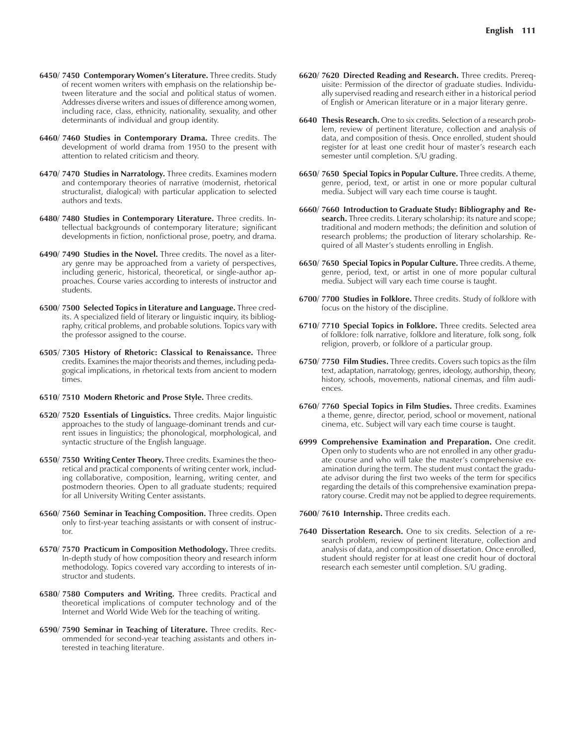**6450/ 7450 Contemporary Women's Literature.** Three credits. Study of recent women writers with emphasis on the relationship between literature and the social and political status of women. Addresses diverse writers and issues of difference among women, including race, class, ethnicity, nationality, sexuality, and other determinants of individual and group identity.

**6460/ 7460 Studies in Contemporary Drama.** Three credits. The development of world drama from 1950 to the present with attention to related criticism and theory.

**6470/ 7470 Studies in Narratology.** Three credits. Examines modern and contemporary theories of narrative (modernist, rhetorical structuralist, dialogical) with particular application to selected authors and texts.

**6480/ 7480 Studies in Contemporary Literature.** Three credits. Intellectual backgrounds of contemporary literature; significant developments in fiction, nonfictional prose, poetry, and drama.

**6490/ 7490 Studies in the Novel.** Three credits. The novel as a literary genre may be approached from a variety of perspectives, including generic, historical, theoretical, or single-author approaches. Course varies according to interests of instructor and students.

**6500/ 7500 Selected Topics in Literature and Language.** Three credits. A specialized field of literary or linguistic inquiry, its bibliography, critical problems, and probable solutions. Topics vary with the professor assigned to the course.

**6505/ 7305 History of Rhetoric: Classical to Renaissance.** Three credits. Examines the major theorists and themes, including pedagogical implications, in rhetorical texts from ancient to modern times.

**6510/ 7510 Modern Rhetoric and Prose Style.** Three credits.

**6520/ 7520 Essentials of Linguistics.** Three credits. Major linguistic approaches to the study of language-dominant trends and current issues in linguistics; the phonological, morphological, and syntactic structure of the English language.

**6550/ 7550 Writing Center Theory.** Three credits. Examines the theoretical and practical components of writing center work, including collaborative, composition, learning, writing center, and postmodern theories. Open to all graduate students; required for all University Writing Center assistants.

**6560/ 7560 Seminar in Teaching Composition.** Three credits. Open only to first-year teaching assistants or with consent of instructor.

**6570/ 7570 Practicum in Composition Methodology.** Three credits. In-depth study of how composition theory and research inform methodology. Topics covered vary according to interests of instructor and students.

**6580/ 7580 Computers and Writing.** Three credits. Practical and theoretical implications of computer technology and of the Internet and World Wide Web for the teaching of writing.

**6590/ 7590 Seminar in Teaching of Literature.** Three credits. Recommended for second-year teaching assistants and others interested in teaching literature.

**6620/ 7620 Directed Reading and Research.** Three credits. Prerequisite: Permission of the director of graduate studies. Individually supervised reading and research either in a historical period of English or American literature or in a major literary genre.

**6640 Thesis Research.** One to six credits. Selection of a research problem, review of pertinent literature, collection and analysis of data, and composition of thesis. Once enrolled, student should register for at least one credit hour of master's research each semester until completion. S/U grading.

**6650/ 7650 Special Topics in Popular Culture.** Three credits. A theme, genre, period, text, or artist in one or more popular cultural media. Subject will vary each time course is taught.

**6660/ 7660 Introduction to Graduate Study: Bibliography and Research.** Three credits. Literary scholarship: its nature and scope; traditional and modern methods; the definition and solution of research problems; the production of literary scholarship. Required of all Master's students enrolling in English.

**6650/ 7650 Special Topics in Popular Culture.** Three credits. A theme, genre, period, text, or artist in one of more popular cultural media. Subject will vary each time course is taught.

**6700/ 7700 Studies in Folklore.** Three credits. Study of folklore with focus on the history of the discipline.

**6710/ 7710 Special Topics in Folklore.** Three credits. Selected area of folklore: folk narrative, folklore and literature, folk song, folk religion, proverb, or folklore of a particular group.

**6750/ 7750 Film Studies.** Three credits. Covers such topics as the film text, adaptation, narratology, genres, ideology, authorship, theory, history, schools, movements, national cinemas, and film audiences.

**6760/ 7760 Special Topics in Film Studies.** Three credits. Examines a theme, genre, director, period, school or movement, national cinema, etc. Subject will vary each time course is taught.

**6999 Comprehensive Examination and Preparation.** One credit. Open only to students who are not enrolled in any other graduate course and who will take the master's comprehensive examination during the term. The student must contact the graduate advisor during the first two weeks of the term for specifics regarding the details of this comprehensive examination preparatory course. Credit may not be applied to degree requirements.

**7600/ 7610 Internship.** Three credits each.

**7640 Dissertation Research.** One to six credits. Selection of a research problem, review of pertinent literature, collection and analysis of data, and composition of dissertation. Once enrolled, student should register for at least one credit hour of doctoral research each semester until completion. S/U grading.